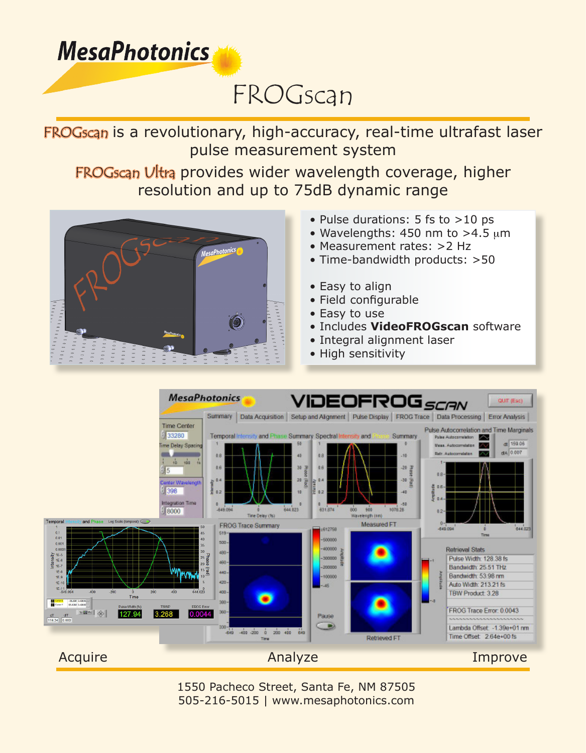# MesaPhotonics

## FROGscan

FROGscan is a revolutionary, high-accuracy, real-time ultrafast laser pulse measurement system

FROGscan Ultra provides wider wavelength coverage, higher resolution and up to 75dB dynamic range

- Pulse durations: 5 fs to >10 ps
- Wavelengths: 450 nm to >4.5 μm
- Measurement rates: >2 Hz
- Time-bandwidth products: >50

- Easy to align
- Field configurable
- Easy to use
- Includes **VideoFROGscan** software
- Integral alignment laser
- High sensitivity

Acquire | Analyze | Improve

1550 Pacheco Street, Santa Fe, NM 87505
505-216-5015 | www.mesaphotonics.com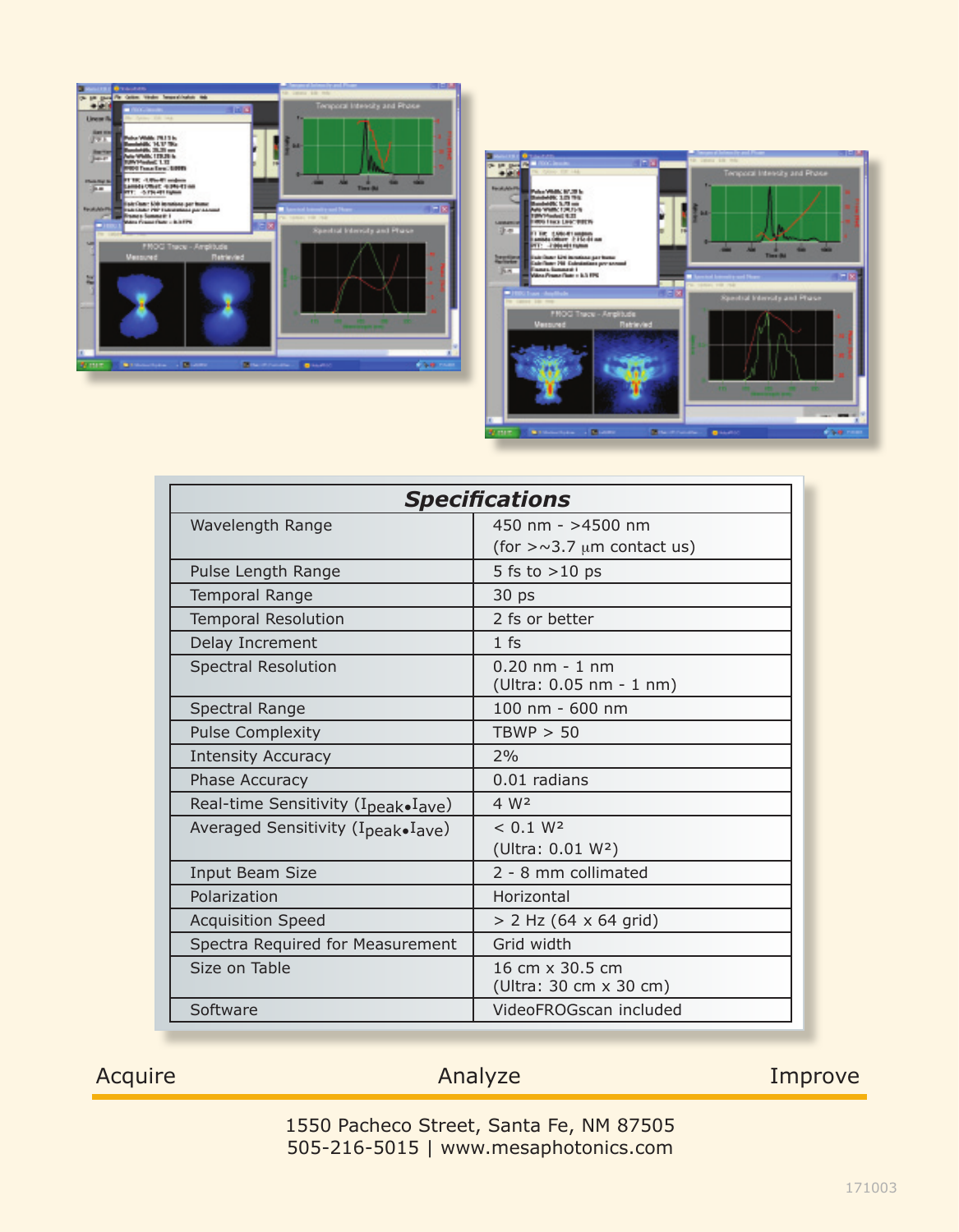| Specifications | |
|---|---|
| Wavelength Range | 450 nm - >4500 nm<br>(for >~3.7 μm contact us) |
| Pulse Length Range | 5 fs to >10 ps |
| Temporal Range | 30 ps |
| Temporal Resolution | 2 fs or better |
| Delay Increment | 1 fs |
| Spectral Resolution | 0.20 nm - 1 nm<br>(Ultra: 0.05 nm - 1 nm) |
| Spectral Range | 100 nm - 600 nm |
| Pulse Complexity | TBWP > 50 |
| Intensity Accuracy | 2% |
| Phase Accuracy | 0.01 radians |
| Real-time Sensitivity ($I_{peak} \bullet I_{ave}$) | 4 $W^2$ |
| Averaged Sensitivity ($I_{peak} \bullet I_{ave}$) | < 0.1 $W^2$<br>(Ultra: 0.01 $W^2$) |
| Input Beam Size | 2 - 8 mm collimated |
| Polarization | Horizontal |
| Acquisition Speed | > 2 Hz (64 x 64 grid) |
| Spectra Required for Measurement | Grid width |
| Size on Table | 16 cm x 30.5 cm<br>(Ultra: 30 cm x 30 cm) |
| Software | VideoFROGscan included |

Acquire Analyze Improve

1550 Pacheco Street, Santa Fe, NM 87505
505-216-5015 | www.mesaphotonics.com

171003